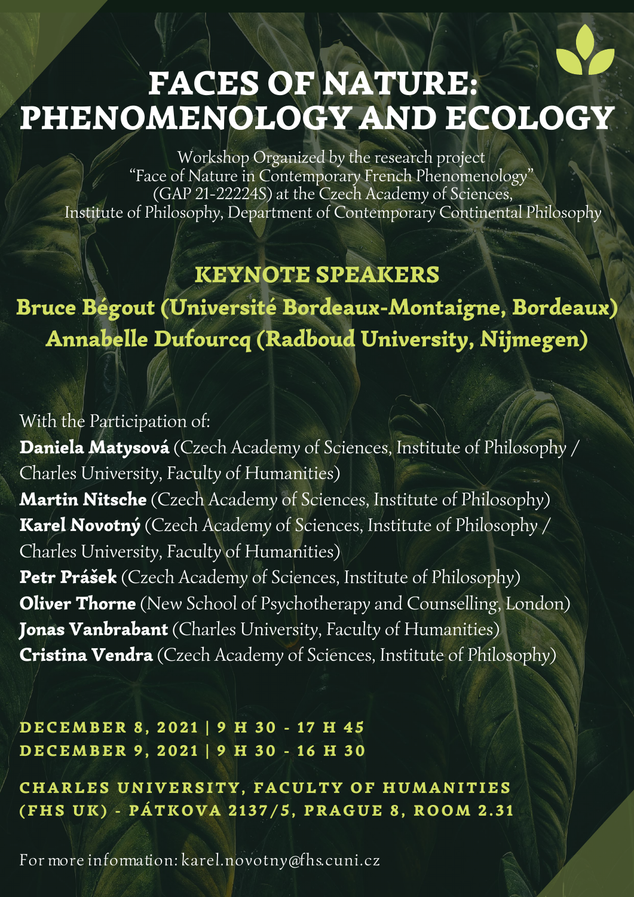# FACES OF NATURE: PHENOMENOLOGY AND ECOLOGY

Workshop Organized by the research project
"Face of Nature in Contemporary French Phenomenology"
(GAP 21-22224S) at the Czech Academy of Sciences,
Institute of Philosophy, Department of Contemporary Continental Philosophy

## KEYNOTE SPEAKERS

**Bruce Bégout (Université Bordeaux-Montaigne, Bordeaux)**
**Annabelle Dufourcq (Radboud University, Nijmegen)**

With the Participation of:
**Daniela Matysová** (Czech Academy of Sciences, Institute of Philosophy / Charles University, Faculty of Humanities)
**Martin Nitsche** (Czech Academy of Sciences, Institute of Philosophy)
**Karel Novotný** (Czech Academy of Sciences, Institute of Philosophy / Charles University, Faculty of Humanities)
**Petr Prášek** (Czech Academy of Sciences, Institute of Philosophy)
**Oliver Thorne** (New School of Psychotherapy and Counselling, London)
**Jonas Vanbrabant** (Charles University, Faculty of Humanities)
**Cristina Vendra** (Czech Academy of Sciences, Institute of Philosophy)

**DECEMBER 8, 2021 | 9 H 30 - 17 H 45**
**DECEMBER 9, 2021 | 9 H 30 - 16 H 30**

**CHARLES UNIVERSITY, FACULTY OF HUMANITIES (FHS UK) - PÁTKOVA 2137/5, PRAGUE 8, ROOM 2.31**

For more infomation: karel.novotny@fhs.cuni.cz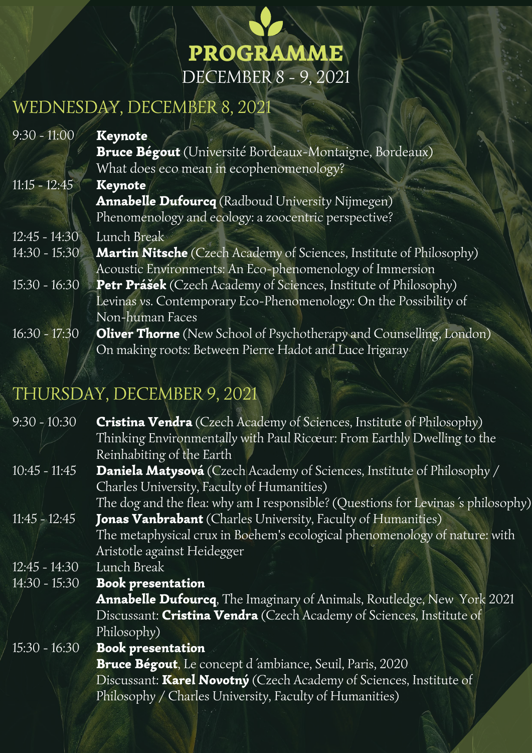# PROGRAMME

DECEMBER 8 - 9, 2021

## WEDNESDAY, DECEMBER 8, 2021

| | |
|---|---|
| 9:30 - 11:00 | **Keynote**<br>**Bruce Bégout** (Université Bordeaux-Montaigne, Bordeaux)<br>What does eco mean in ecophenomenology? |
| 11:15 - 12:45 | **Keynote**<br>**Annabelle Dufourcq** (Radboud University Nijmegen)<br>Phenomenology and ecology: a zoocentric perspective? |
| 12:45 - 14:30 | Lunch Break |
| 14:30 - 15:30 | **Martin Nitsche** (Czech Academy of Sciences, Institute of Philosophy)<br>Acoustic Environments: An Eco-phenomenology of Immersion |
| 15:30 - 16:30 | **Petr Prášek** (Czech Academy of Sciences, Institute of Philosophy)<br>Levinas vs. Contemporary Eco-Phenomenology: On the Possibility of Non-human Faces |
| 16:30 - 17:30 | **Oliver Thorne** (New School of Psychotherapy and Counselling, London)<br>On making roots: Between Pierre Hadot and Luce Irigaray |

## THURSDAY, DECEMBER 9, 2021

| | |
|---|---|
| 9:30 - 10:30 | **Cristina Vendra** (Czech Academy of Sciences, Institute of Philosophy)<br>Thinking Environmentally with Paul Ricœur: From Earthly Dwelling to the Reinhabiting of the Earth |
| 10:45 - 11:45 | **Daniela Matysová** (Czech Academy of Sciences, Institute of Philosophy / Charles University, Faculty of Humanities)<br>The dog and the flea: why am I responsible? (Questions for Levinas´s philosophy) |
| 11:45 - 12:45 | **Jonas Vanbrabant** (Charles University, Faculty of Humanities)<br>The metaphysical crux in Boehem's ecological phenomenology of nature: with Aristotle against Heidegger |
| 12:45 - 14:30 | Lunch Break |
| 14:30 - 15:30 | **Book presentation**<br>**Annabelle Dufourcq**, The Imaginary of Animals, Routledge, New York 2021<br>Discussant: **Cristina Vendra** (Czech Academy of Sciences, Institute of Philosophy) |
| 15:30 - 16:30 | **Book presentation**<br>**Bruce Bégout**, Le concept d´ambiance, Seuil, Paris, 2020<br>Discussant: **Karel Novotný** (Czech Academy of Sciences, Institute of Philosophy / Charles University, Faculty of Humanities) |